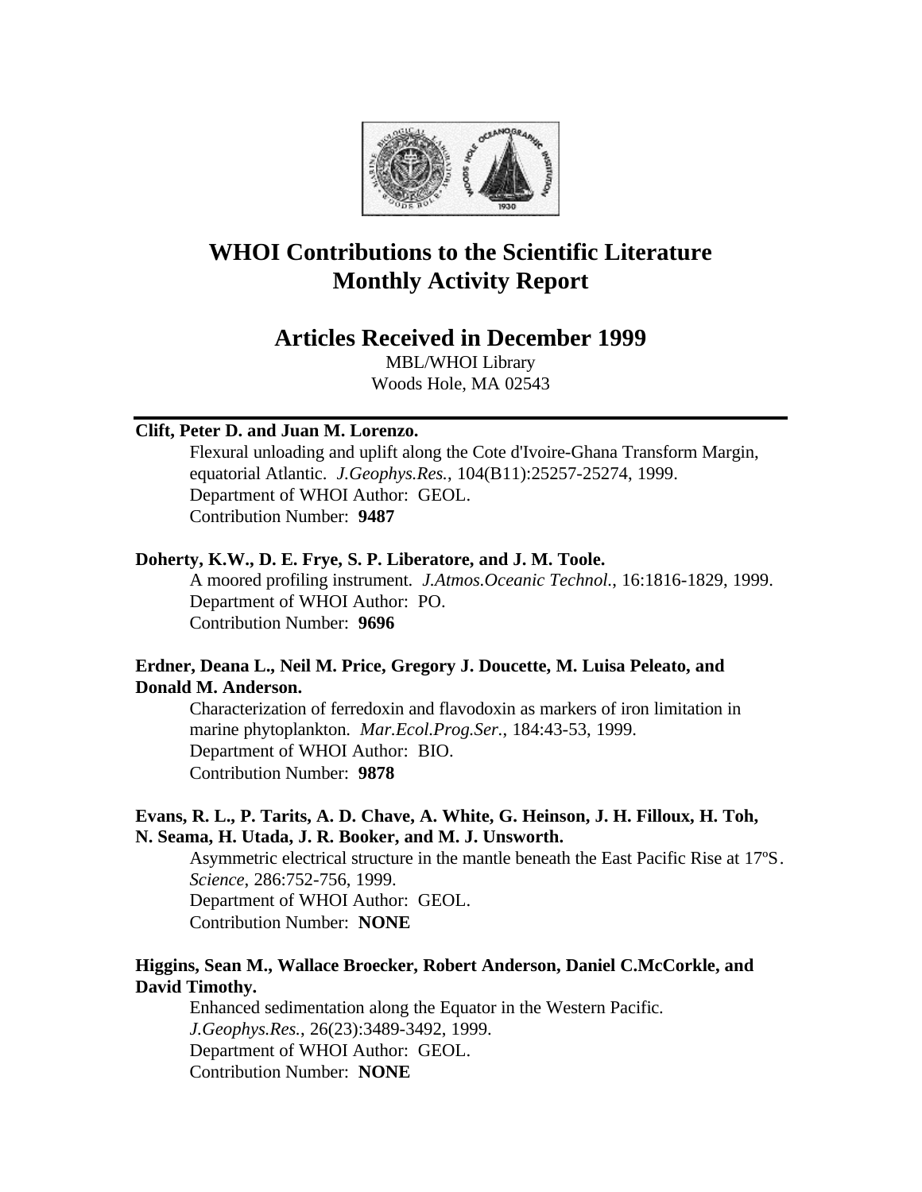# WHOI Contributions to the Scientific Literature Monthly Activity Report

## Articles Received in December 1999

MBL/WHOI Library
Woods Hole, MA 02543

---

**Clift, Peter D. and Juan M. Lorenzo.**
Flexural unloading and uplift along the Cote d'Ivoire-Ghana Transform Margin, equatorial Atlantic. *J.Geophys.Res.*, 104(B11):25257-25274, 1999.
Department of WHOI Author: GEOL.
Contribution Number: **9487**

**Doherty, K.W., D. E. Frye, S. P. Liberatore, and J. M. Toole.**
A moored profiling instrument. *J.Atmos.Oceanic Technol.*, 16:1816-1829, 1999.
Department of WHOI Author: PO.
Contribution Number: **9696**

**Erdner, Deana L., Neil M. Price, Gregory J. Doucette, M. Luisa Peleato, and Donald M. Anderson.**
Characterization of ferredoxin and flavodoxin as markers of iron limitation in marine phytoplankton. *Mar.Ecol.Prog.Ser.*, 184:43-53, 1999.
Department of WHOI Author: BIO.
Contribution Number: **9878**

**Evans, R. L., P. Tarits, A. D. Chave, A. White, G. Heinson, J. H. Filloux, H. Toh, N. Seama, H. Utada, J. R. Booker, and M. J. Unsworth.**
Asymmetric electrical structure in the mantle beneath the East Pacific Rise at 17ºS. *Science*, 286:752-756, 1999.
Department of WHOI Author: GEOL.
Contribution Number: **NONE**

**Higgins, Sean M., Wallace Broecker, Robert Anderson, Daniel C.McCorkle, and David Timothy.**
Enhanced sedimentation along the Equator in the Western Pacific. *J.Geophys.Res.*, 26(23):3489-3492, 1999.
Department of WHOI Author: GEOL.
Contribution Number: **NONE**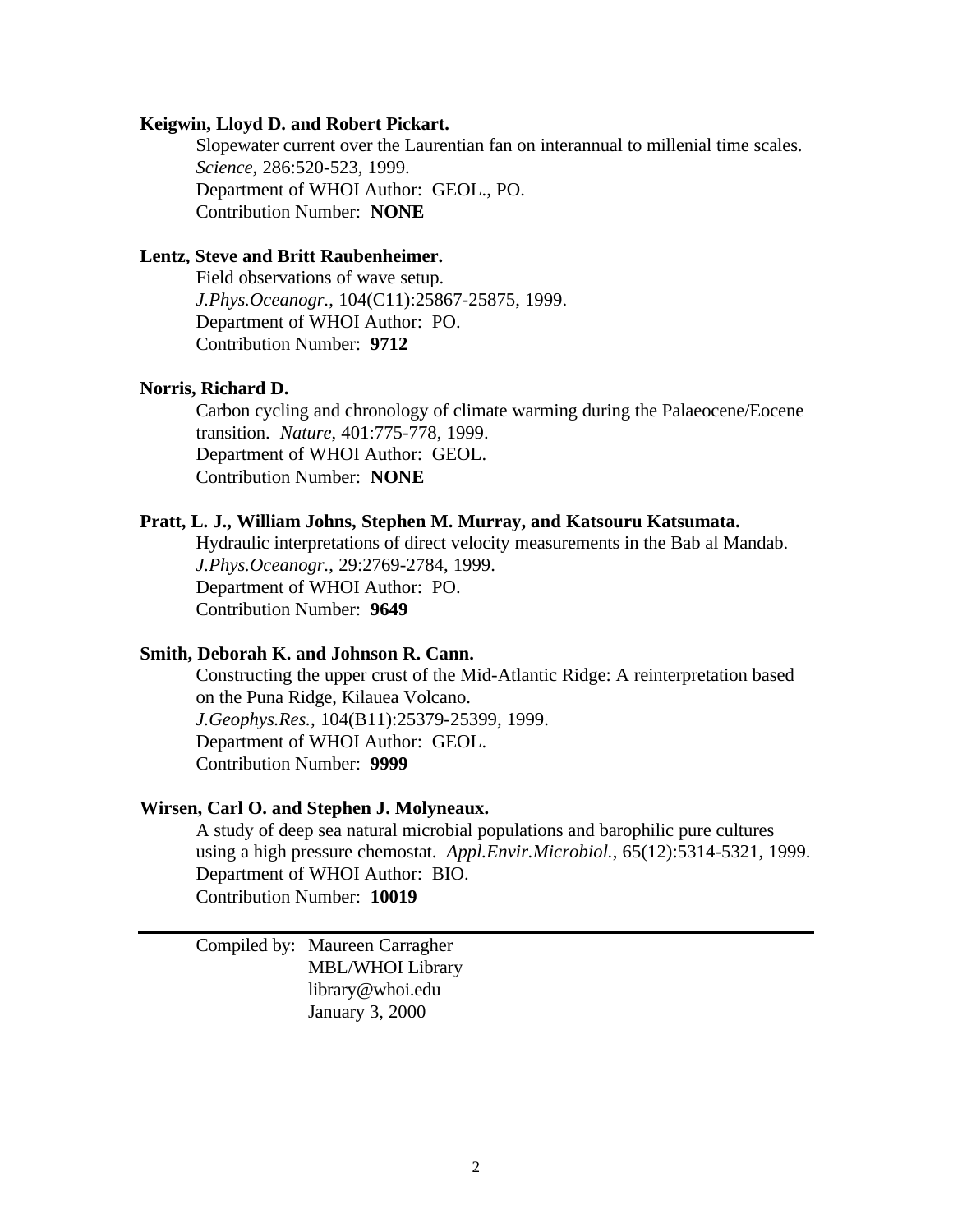**Keigwin, Lloyd D. and Robert Pickart.**

Slopewater current over the Laurentian fan on interannual to millenial time scales.
*Science*, 286:520-523, 1999.
Department of WHOI Author: GEOL., PO.
Contribution Number: **NONE**

**Lentz, Steve and Britt Raubenheimer.**

Field observations of wave setup.
*J.Phys.Oceanogr.*, 104(C11):25867-25875, 1999.
Department of WHOI Author: PO.
Contribution Number: **9712**

**Norris, Richard D.**

Carbon cycling and chronology of climate warming during the Palaeocene/Eocene transition. *Nature*, 401:775-778, 1999.
Department of WHOI Author: GEOL.
Contribution Number: **NONE**

**Pratt, L. J., William Johns, Stephen M. Murray, and Katsouru Katsumata.**

Hydraulic interpretations of direct velocity measurements in the Bab al Mandab.
*J.Phys.Oceanogr.*, 29:2769-2784, 1999.
Department of WHOI Author: PO.
Contribution Number: **9649**

**Smith, Deborah K. and Johnson R. Cann.**

Constructing the upper crust of the Mid-Atlantic Ridge: A reinterpretation based on the Puna Ridge, Kilauea Volcano.
*J.Geophys.Res.*, 104(B11):25379-25399, 1999.
Department of WHOI Author: GEOL.
Contribution Number: **9999**

**Wirsen, Carl O. and Stephen J. Molyneaux.**

A study of deep sea natural microbial populations and barophilic pure cultures using a high pressure chemostat. *Appl.Envir.Microbiol.*, 65(12):5314-5321, 1999.
Department of WHOI Author: BIO.
Contribution Number: **10019**

---

Compiled by: Maureen Carragher
MBL/WHOI Library
library@whoi.edu
January 3, 2000